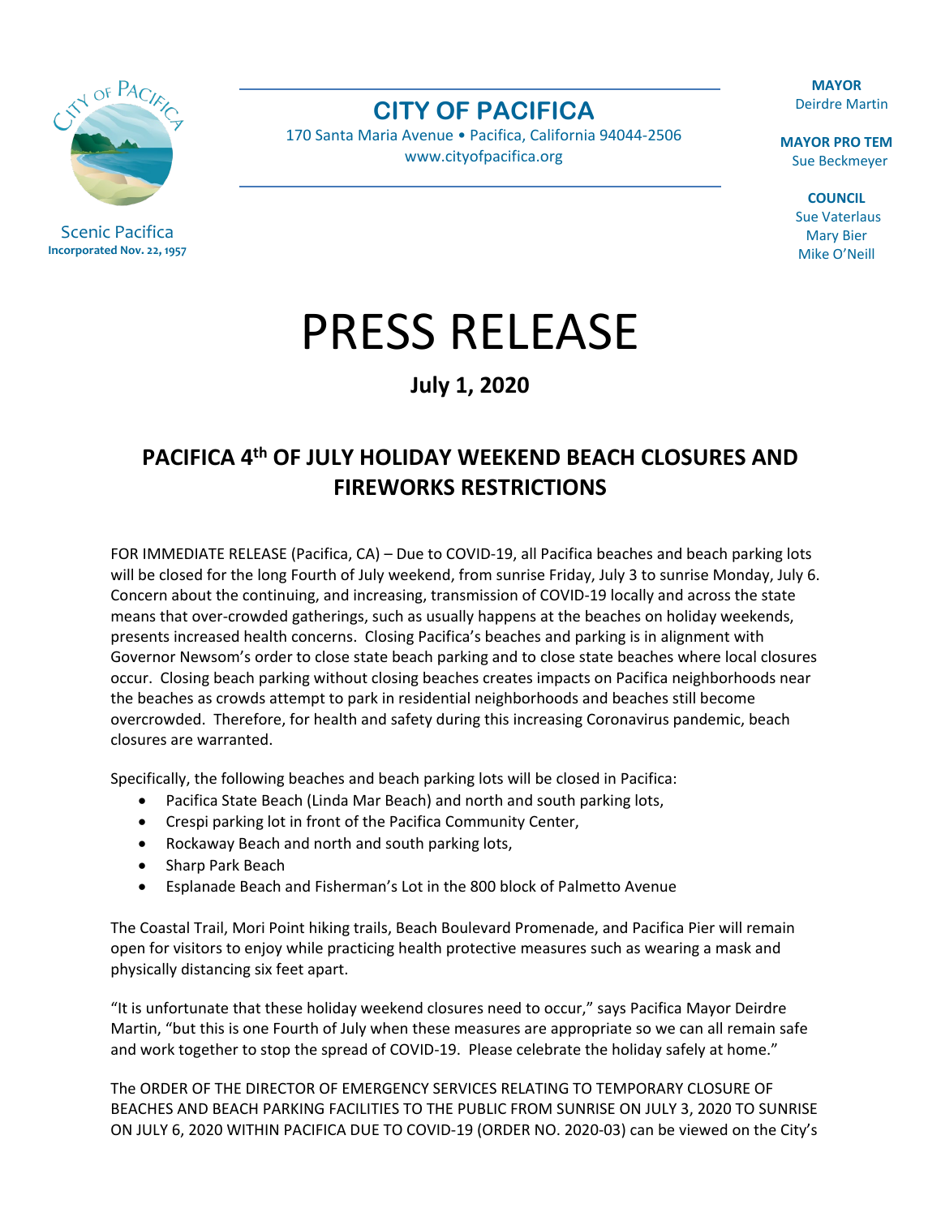Scenic Pacifica
**Incorporated Nov. 22, 1957**

# CITY OF PACIFICA

170 Santa Maria Avenue • Pacifica, California 94044-2506
www.cityofpacifica.org

**MAYOR**
Deirdre Martin

**MAYOR PRO TEM**
Sue Beckmeyer

**COUNCIL**
Sue Vaterlaus
Mary Bier
Mike O'Neill

# PRESS RELEASE

**July 1, 2020**

## PACIFICA 4th OF JULY HOLIDAY WEEKEND BEACH CLOSURES AND FIREWORKS RESTRICTIONS

FOR IMMEDIATE RELEASE (Pacifica, CA) – Due to COVID-19, all Pacifica beaches and beach parking lots will be closed for the long Fourth of July weekend, from sunrise Friday, July 3 to sunrise Monday, July 6. Concern about the continuing, and increasing, transmission of COVID-19 locally and across the state means that over-crowded gatherings, such as usually happens at the beaches on holiday weekends, presents increased health concerns. Closing Pacifica's beaches and parking is in alignment with Governor Newsom's order to close state beach parking and to close state beaches where local closures occur. Closing beach parking without closing beaches creates impacts on Pacifica neighborhoods near the beaches as crowds attempt to park in residential neighborhoods and beaches still become overcrowded. Therefore, for health and safety during this increasing Coronavirus pandemic, beach closures are warranted.

Specifically, the following beaches and beach parking lots will be closed in Pacifica:

- Pacifica State Beach (Linda Mar Beach) and north and south parking lots,
- Crespi parking lot in front of the Pacifica Community Center,
- Rockaway Beach and north and south parking lots,
- Sharp Park Beach
- Esplanade Beach and Fisherman's Lot in the 800 block of Palmetto Avenue

The Coastal Trail, Mori Point hiking trails, Beach Boulevard Promenade, and Pacifica Pier will remain open for visitors to enjoy while practicing health protective measures such as wearing a mask and physically distancing six feet apart.

"It is unfortunate that these holiday weekend closures need to occur," says Pacifica Mayor Deirdre Martin, "but this is one Fourth of July when these measures are appropriate so we can all remain safe and work together to stop the spread of COVID-19. Please celebrate the holiday safely at home."

The ORDER OF THE DIRECTOR OF EMERGENCY SERVICES RELATING TO TEMPORARY CLOSURE OF BEACHES AND BEACH PARKING FACILITIES TO THE PUBLIC FROM SUNRISE ON JULY 3, 2020 TO SUNRISE ON JULY 6, 2020 WITHIN PACIFICA DUE TO COVID-19 (ORDER NO. 2020-03) can be viewed on the City's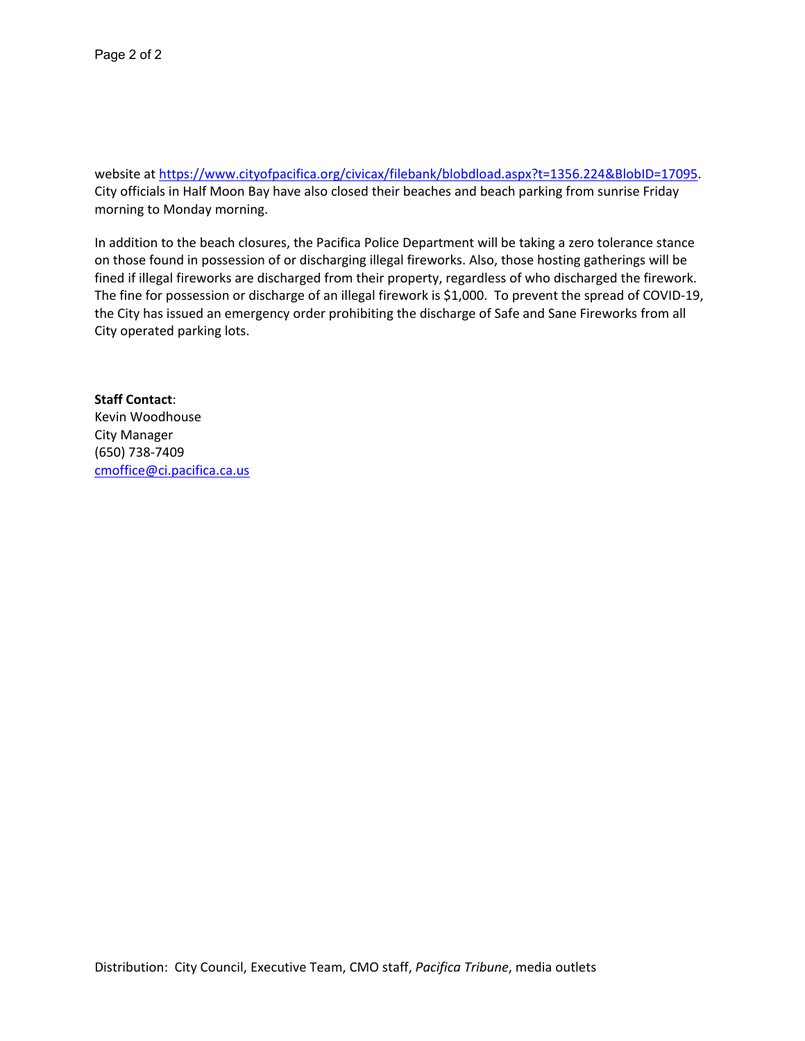website at https://www.cityofpacifica.org/civicax/filebank/blobdload.aspx?t=1356.224&BlobID=17095. City officials in Half Moon Bay have also closed their beaches and beach parking from sunrise Friday morning to Monday morning.

In addition to the beach closures, the Pacifica Police Department will be taking a zero tolerance stance on those found in possession of or discharging illegal fireworks. Also, those hosting gatherings will be fined if illegal fireworks are discharged from their property, regardless of who discharged the firework. The fine for possession or discharge of an illegal firework is $1,000. To prevent the spread of COVID-19, the City has issued an emergency order prohibiting the discharge of Safe and Sane Fireworks from all City operated parking lots.

**Staff Contact**:
Kevin Woodhouse
City Manager
(650) 738-7409
cmoffice@ci.pacifica.ca.us

Distribution: City Council, Executive Team, CMO staff, *Pacifica Tribune*, media outlets